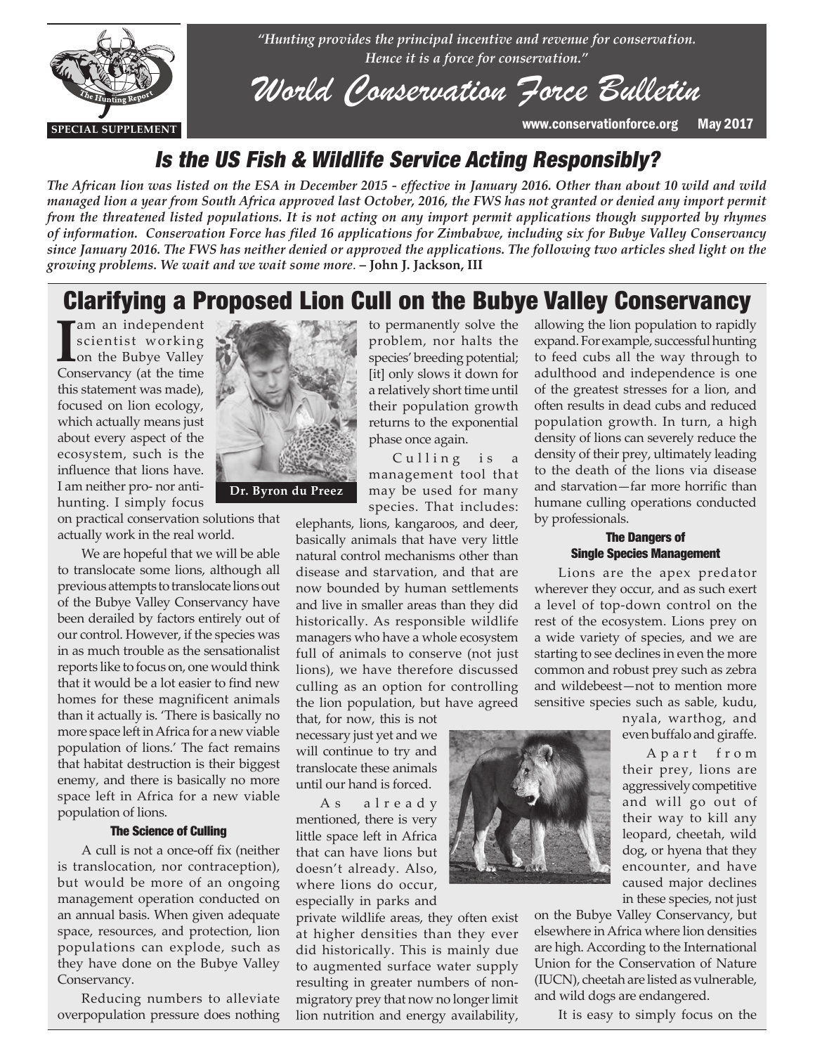*"Hunting provides the principal incentive and revenue for conservation. Hence it is a force for conservation."*

# World Conservation Force Bulletin

SPECIAL SUPPLEMENT

www.conservationforce.org May 2017

## *Is the US Fish & Wildlife Service Acting Responsibly?*

***The African lion was listed on the ESA in December 2015 - effective in January 2016. Other than about 10 wild and wild managed lion a year from South Africa approved last October, 2016, the FWS has not granted or denied any import permit from the threatened listed populations. It is not acting on any import permit applications though supported by rhymes of information. Conservation Force has filed 16 applications for Zimbabwe, including six for Bubye Valley Conservancy since January 2016. The FWS has neither denied or approved the applications. The following two articles shed light on the growing problems. We wait and we wait some more.* – John J. Jackson, III**

# Clarifying a Proposed Lion Cull on the Bubye Valley Conservancy

I am an independent scientist working on the Bubye Valley Conservancy (at the time this statement was made), focused on lion ecology, which actually means just about every aspect of the ecosystem, such is the influence that lions have. I am neither pro- nor anti-hunting. I simply focus on practical conservation solutions that actually work in the real world.

**Dr. Byron du Preez**

We are hopeful that we will be able to translocate some lions, although all previous attempts to translocate lions out of the Bubye Valley Conservancy have been derailed by factors entirely out of our control. However, if the species was in as much trouble as the sensationalist reports like to focus on, one would think that it would be a lot easier to find new homes for these magnificent animals than it actually is. 'There is basically no more space left in Africa for a new viable population of lions.' The fact remains that habitat destruction is their biggest enemy, and there is basically no more space left in Africa for a new viable population of lions.

### The Science of Culling

A cull is not a once-off fix (neither is translocation, nor contraception), but would be more of an ongoing management operation conducted on an annual basis. When given adequate space, resources, and protection, lion populations can explode, such as they have done on the Bubye Valley Conservancy.

Reducing numbers to alleviate overpopulation pressure does nothing to permanently solve the problem, nor halts the species' breeding potential; [it] only slows it down for a relatively short time until their population growth returns to the exponential phase once again.

Culling is a management tool that may be used for many species. That includes: elephants, lions, kangaroos, and deer, basically animals that have very little natural control mechanisms other than disease and starvation, and that are now bounded by human settlements and live in smaller areas than they did historically. As responsible wildlife managers who have a whole ecosystem full of animals to conserve (not just lions), we have therefore discussed culling as an option for controlling the lion population, but have agreed that, for now, this is not necessary just yet and we will continue to try and translocate these animals until our hand is forced.

As already mentioned, there is very little space left in Africa that can have lions but doesn't already. Also, where lions do occur, especially in parks and private wildlife areas, they often exist at higher densities than they ever did historically. This is mainly due to augmented surface water supply resulting in greater numbers of non-migratory prey that now no longer limit lion nutrition and energy availability, allowing the lion population to rapidly expand. For example, successful hunting to feed cubs all the way through to adulthood and independence is one of the greatest stresses for a lion, and often results in dead cubs and reduced population growth. In turn, a high density of lions can severely reduce the density of their prey, ultimately leading to the death of the lions via disease and starvation—far more horrific than humane culling operations conducted by professionals.

### The Dangers of Single Species Management

Lions are the apex predator wherever they occur, and as such exert a level of top-down control on the rest of the ecosystem. Lions prey on a wide variety of species, and we are starting to see declines in even the more common and robust prey such as zebra and wildebeest—not to mention more sensitive species such as sable, kudu, nyala, warthog, and even buffalo and giraffe.

Apart from their prey, lions are aggressively competitive and will go out of their way to kill any leopard, cheetah, wild dog, or hyena that they encounter, and have caused major declines in these species, not just on the Bubye Valley Conservancy, but elsewhere in Africa where lion densities are high. According to the International Union for the Conservation of Nature (IUCN), cheetah are listed as vulnerable, and wild dogs are endangered.

It is easy to simply focus on the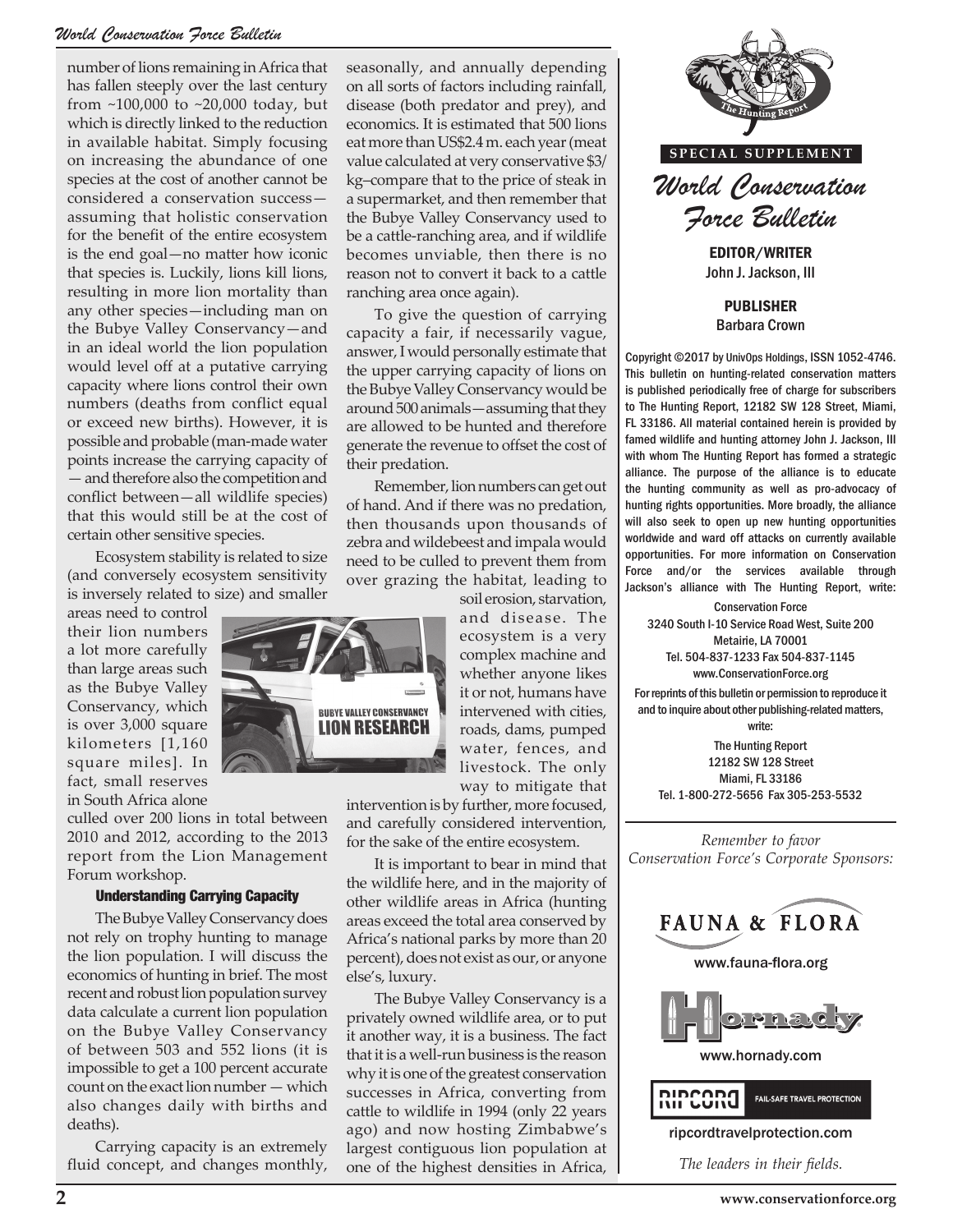number of lions remaining in Africa that has fallen steeply over the last century from ~100,000 to ~20,000 today, but which is directly linked to the reduction in available habitat. Simply focusing on increasing the abundance of one species at the cost of another cannot be considered a conservation success—assuming that holistic conservation for the benefit of the entire ecosystem is the end goal—no matter how iconic that species is. Luckily, lions kill lions, resulting in more lion mortality than any other species—including man on the Bubye Valley Conservancy—and in an ideal world the lion population would level off at a putative carrying capacity where lions control their own numbers (deaths from conflict equal or exceed new births). However, it is possible and probable (man-made water points increase the carrying capacity of — and therefore also the competition and conflict between—all wildlife species) that this would still be at the cost of certain other sensitive species.

Ecosystem stability is related to size (and conversely ecosystem sensitivity is inversely related to size) and smaller areas need to control their lion numbers a lot more carefully than large areas such as the Bubye Valley Conservancy, which is over 3,000 square kilometers [1,160 square miles]. In fact, small reserves in South Africa alone culled over 200 lions in total between 2010 and 2012, according to the 2013 report from the Lion Management Forum workshop.

#### Understanding Carrying Capacity

The Bubye Valley Conservancy does not rely on trophy hunting to manage the lion population. I will discuss the economics of hunting in brief. The most recent and robust lion population survey data calculate a current lion population on the Bubye Valley Conservancy of between 503 and 552 lions (it is impossible to get a 100 percent accurate count on the exact lion number — which also changes daily with births and deaths).

Carrying capacity is an extremely fluid concept, and changes monthly, seasonally, and annually depending on all sorts of factors including rainfall, disease (both predator and prey), and economics. It is estimated that 500 lions eat more than US$2.4 m. each year (meat value calculated at very conservative $3/kg–compare that to the price of steak in a supermarket, and then remember that the Bubye Valley Conservancy used to be a cattle-ranching area, and if wildlife becomes unviable, then there is no reason not to convert it back to a cattle ranching area once again).

To give the question of carrying capacity a fair, if necessarily vague, answer, I would personally estimate that the upper carrying capacity of lions on the Bubye Valley Conservancy would be around 500 animals—assuming that they are allowed to be hunted and therefore generate the revenue to offset the cost of their predation.

Remember, lion numbers can get out of hand. And if there was no predation, then thousands upon thousands of zebra and wildebeest and impala would need to be culled to prevent them from over grazing the habitat, leading to soil erosion, starvation, and disease. The ecosystem is a very complex machine and whether anyone likes it or not, humans have intervened with cities, roads, dams, pumped water, fences, and livestock. The only way to mitigate that intervention is by further, more focused, and carefully considered intervention, for the sake of the entire ecosystem.

It is important to bear in mind that the wildlife here, and in the majority of other wildlife areas in Africa (hunting areas exceed the total area conserved by Africa's national parks by more than 20 percent), does not exist as our, or anyone else's, luxury.

The Bubye Valley Conservancy is a privately owned wildlife area, or to put it another way, it is a business. The fact that it is a well-run business is the reason why it is one of the greatest conservation successes in Africa, converting from cattle to wildlife in 1994 (only 22 years ago) and now hosting Zimbabwe's largest contiguous lion population at one of the highest densities in Africa,

SPECIAL SUPPLEMENT

*World Conservation Force Bulletin*

**EDITOR/WRITER**
John J. Jackson, III

**PUBLISHER**
Barbara Crown

Copyright ©2017 by UnivOps Holdings, ISSN 1052-4746. This bulletin on hunting-related conservation matters is published periodically free of charge for subscribers to The Hunting Report, 12182 SW 128 Street, Miami, FL 33186. All material contained herein is provided by famed wildlife and hunting attorney John J. Jackson, III with whom The Hunting Report has formed a strategic alliance. The purpose of the alliance is to educate the hunting community as well as pro-advocacy of hunting rights opportunities. More broadly, the alliance will also seek to open up new hunting opportunities worldwide and ward off attacks on currently available opportunities. For more information on Conservation Force and/or the services available through Jackson's alliance with The Hunting Report, write:

Conservation Force
3240 South I-10 Service Road West, Suite 200
Metairie, LA 70001
Tel. 504-837-1233 Fax 504-837-1145
www.ConservationForce.org

For reprints of this bulletin or permission to reproduce it and to inquire about other publishing-related matters, write:

The Hunting Report
12182 SW 128 Street
Miami, FL 33186
Tel. 1-800-272-5656 Fax 305-253-5532

*Remember to favor Conservation Force's Corporate Sponsors:*

FAUNA & FLORA
www.fauna-flora.org

Hornady
www.hornady.com

RIPCORD FAIL-SAFE TRAVEL PROTECTION
ripcordtravelprotection.com

*The leaders in their fields.*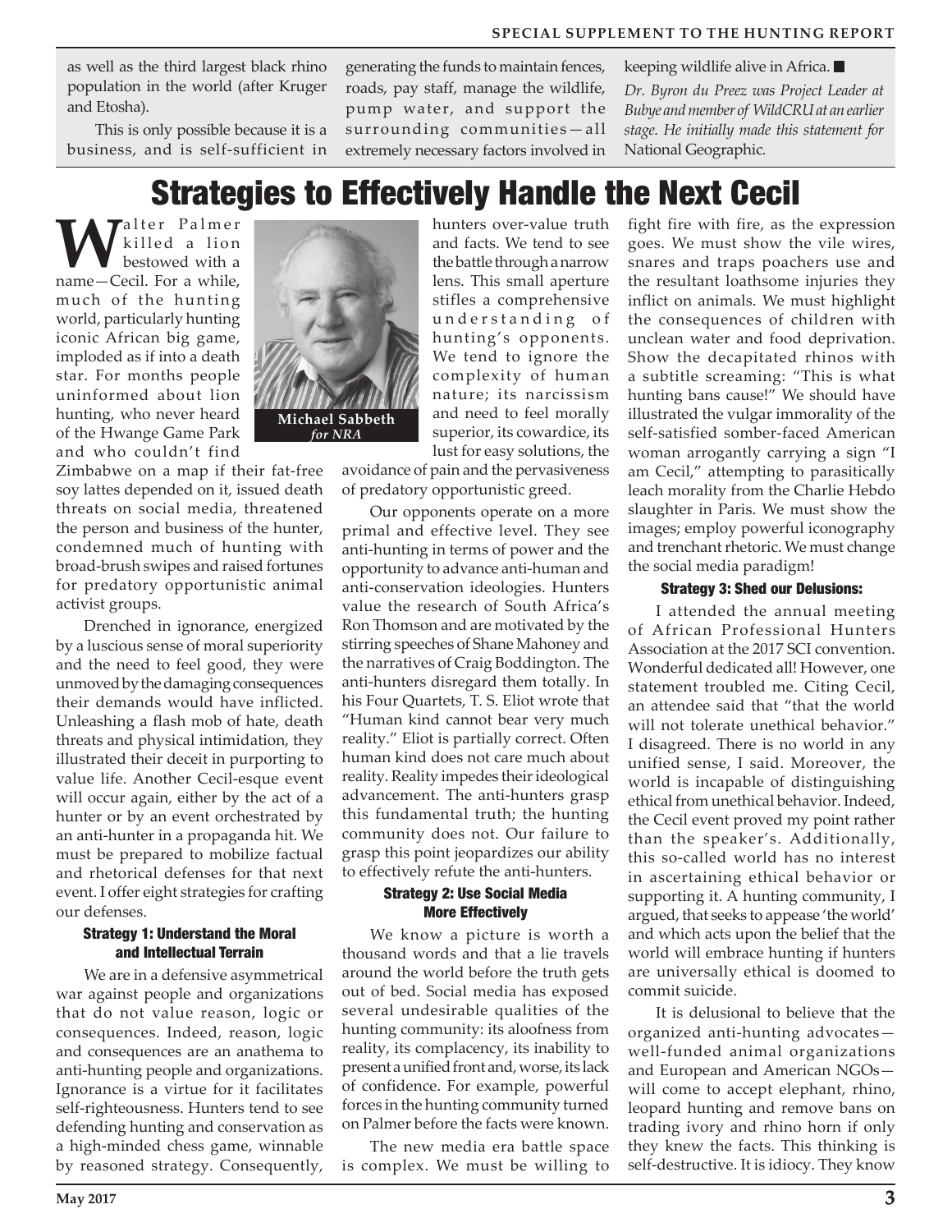as well as the third largest black rhino population in the world (after Kruger and Etosha).

This is only possible because it is a business, and is self-sufficient in generating the funds to maintain fences, roads, pay staff, manage the wildlife, pump water, and support the surrounding communities—all extremely necessary factors involved in keeping wildlife alive in Africa. ■

*Dr. Byron du Preez was Project Leader at Bubye and member of WildCRU at an earlier stage. He initially made this statement for* National Geographic.

# Strategies to Effectively Handle the Next Cecil

Michael Sabbeth
*for NRA*

Walter Palmer killed a lion bestowed with a name—Cecil. For a while, much of the hunting world, particularly hunting iconic African big game, imploded as if into a death star. For months people uninformed about lion hunting, who never heard of the Hwange Game Park and who couldn't find Zimbabwe on a map if their fat-free soy lattes depended on it, issued death threats on social media, threatened the person and business of the hunter, condemned much of hunting with broad-brush swipes and raised fortunes for predatory opportunistic animal activist groups.

Drenched in ignorance, energized by a luscious sense of moral superiority and the need to feel good, they were unmoved by the damaging consequences their demands would have inflicted. Unleashing a flash mob of hate, death threats and physical intimidation, they illustrated their deceit in purporting to value life. Another Cecil-esque event will occur again, either by the act of a hunter or by an event orchestrated by an anti-hunter in a propaganda hit. We must be prepared to mobilize factual and rhetorical defenses for that next event. I offer eight strategies for crafting our defenses.

### Strategy 1: Understand the Moral and Intellectual Terrain

We are in a defensive asymmetrical war against people and organizations that do not value reason, logic or consequences. Indeed, reason, logic and consequences are an anathema to anti-hunting people and organizations. Ignorance is a virtue for it facilitates self-righteousness. Hunters tend to see defending hunting and conservation as a high-minded chess game, winnable by reasoned strategy. Consequently, hunters over-value truth and facts. We tend to see the battle through a narrow lens. This small aperture stifles a comprehensive understanding of hunting's opponents. We tend to ignore the complexity of human nature; its narcissism and need to feel morally superior, its cowardice, its lust for easy solutions, the avoidance of pain and the pervasiveness of predatory opportunistic greed.

Our opponents operate on a more primal and effective level. They see anti-hunting in terms of power and the opportunity to advance anti-human and anti-conservation ideologies. Hunters value the research of South Africa's Ron Thomson and are motivated by the stirring speeches of Shane Mahoney and the narratives of Craig Boddington. The anti-hunters disregard them totally. In his Four Quartets, T. S. Eliot wrote that "Human kind cannot bear very much reality." Eliot is partially correct. Often human kind does not care much about reality. Reality impedes their ideological advancement. The anti-hunters grasp this fundamental truth; the hunting community does not. Our failure to grasp this point jeopardizes our ability to effectively refute the anti-hunters.

### Strategy 2: Use Social Media More Effectively

We know a picture is worth a thousand words and that a lie travels around the world before the truth gets out of bed. Social media has exposed several undesirable qualities of the hunting community: its aloofness from reality, its complacency, its inability to present a unified front and, worse, its lack of confidence. For example, powerful forces in the hunting community turned on Palmer before the facts were known.

The new media era battle space is complex. We must be willing to fight fire with fire, as the expression goes. We must show the vile wires, snares and traps poachers use and the resultant loathsome injuries they inflict on animals. We must highlight the consequences of children with unclean water and food deprivation. Show the decapitated rhinos with a subtitle screaming: "This is what hunting bans cause!" We should have illustrated the vulgar immorality of the self-satisfied somber-faced American woman arrogantly carrying a sign "I am Cecil," attempting to parasitically leach morality from the Charlie Hebdo slaughter in Paris. We must show the images; employ powerful iconography and trenchant rhetoric. We must change the social media paradigm!

### Strategy 3: Shed our Delusions:

I attended the annual meeting of African Professional Hunters Association at the 2017 SCI convention. Wonderful dedicated all! However, one statement troubled me. Citing Cecil, an attendee said that "that the world will not tolerate unethical behavior." I disagreed. There is no world in any unified sense, I said. Moreover, the world is incapable of distinguishing ethical from unethical behavior. Indeed, the Cecil event proved my point rather than the speaker's. Additionally, this so-called world has no interest in ascertaining ethical behavior or supporting it. A hunting community, I argued, that seeks to appease 'the world' and which acts upon the belief that the world will embrace hunting if hunters are universally ethical is doomed to commit suicide.

It is delusional to believe that the organized anti-hunting advocates—well-funded animal organizations and European and American NGOs—will come to accept elephant, rhino, leopard hunting and remove bans on trading ivory and rhino horn if only they knew the facts. This thinking is self-destructive. It is idiocy. They know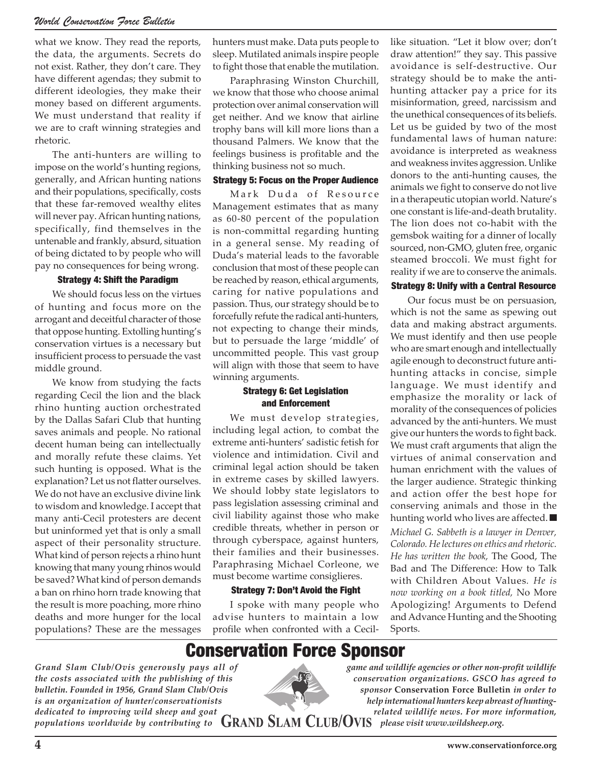what we know. They read the reports, the data, the arguments. Secrets do not exist. Rather, they don't care. They have different agendas; they submit to different ideologies, they make their money based on different arguments. We must understand that reality if we are to craft winning strategies and rhetoric.

The anti-hunters are willing to impose on the world's hunting regions, generally, and African hunting nations and their populations, specifically, costs that these far-removed wealthy elites will never pay. African hunting nations, specifically, find themselves in the untenable and frankly, absurd, situation of being dictated to by people who will pay no consequences for being wrong.

### Strategy 4: Shift the Paradigm

We should focus less on the virtues of hunting and focus more on the arrogant and deceitful character of those that oppose hunting. Extolling hunting's conservation virtues is a necessary but insufficient process to persuade the vast middle ground.

We know from studying the facts regarding Cecil the lion and the black rhino hunting auction orchestrated by the Dallas Safari Club that hunting saves animals and people. No rational decent human being can intellectually and morally refute these claims. Yet such hunting is opposed. What is the explanation? Let us not flatter ourselves. We do not have an exclusive divine link to wisdom and knowledge. I accept that many anti-Cecil protesters are decent but uninformed yet that is only a small aspect of their personality structure. What kind of person rejects a rhino hunt knowing that many young rhinos would be saved? What kind of person demands a ban on rhino horn trade knowing that the result is more poaching, more rhino deaths and more hunger for the local populations? These are the messages hunters must make. Data puts people to sleep. Mutilated animals inspire people to fight those that enable the mutilation.

Paraphrasing Winston Churchill, we know that those who choose animal protection over animal conservation will get neither. And we know that airline trophy bans will kill more lions than a thousand Palmers. We know that the feelings business is profitable and the thinking business not so much.

### Strategy 5: Focus on the Proper Audience

Mark Duda of Resource Management estimates that as many as 60-80 percent of the population is non-committal regarding hunting in a general sense. My reading of Duda's material leads to the favorable conclusion that most of these people can be reached by reason, ethical arguments, caring for native populations and passion. Thus, our strategy should be to forcefully refute the radical anti-hunters, not expecting to change their minds, but to persuade the large 'middle' of uncommitted people. This vast group will align with those that seem to have winning arguments.

### Strategy 6: Get Legislation and Enforcement

We must develop strategies, including legal action, to combat the extreme anti-hunters' sadistic fetish for violence and intimidation. Civil and criminal legal action should be taken in extreme cases by skilled lawyers. We should lobby state legislators to pass legislation assessing criminal and civil liability against those who make credible threats, whether in person or through cyberspace, against hunters, their families and their businesses. Paraphrasing Michael Corleone, we must become wartime consiglieres.

### Strategy 7: Don't Avoid the Fight

I spoke with many people who advise hunters to maintain a low profile when confronted with a Cecil-like situation. "Let it blow over; don't draw attention!" they say. This passive avoidance is self-destructive. Our strategy should be to make the anti-hunting attacker pay a price for its misinformation, greed, narcissism and the unethical consequences of its beliefs. Let us be guided by two of the most fundamental laws of human nature: avoidance is interpreted as weakness and weakness invites aggression. Unlike donors to the anti-hunting causes, the animals we fight to conserve do not live in a therapeutic utopian world. Nature's one constant is life-and-death brutality. The lion does not co-habit with the gemsbok waiting for a dinner of locally sourced, non-GMO, gluten free, organic steamed broccoli. We must fight for reality if we are to conserve the animals.

### Strategy 8: Unify with a Central Resource

Our focus must be on persuasion, which is not the same as spewing out data and making abstract arguments. We must identify and then use people who are smart enough and intellectually agile enough to deconstruct future anti-hunting attacks in concise, simple language. We must identify and emphasize the morality or lack of morality of the consequences of policies advanced by the anti-hunters. We must give our hunters the words to fight back. We must craft arguments that align the virtues of animal conservation and human enrichment with the values of the larger audience. Strategic thinking and action offer the best hope for conserving animals and those in the hunting world who lives are affected. ■

*Michael G. Sabbeth is a lawyer in Denver, Colorado. He lectures on ethics and rhetoric. He has written the book,* The Good, The Bad and The Difference: How to Talk with Children About Values. *He is now working on a book titled,* No More Apologizing! Arguments to Defend and Advance Hunting and the Shooting Sports.

## Conservation Force Sponsor

***Grand Slam Club/Ovis generously pays all of the costs associated with the publishing of this bulletin. Founded in 1956, Grand Slam Club/Ovis is an organization of hunter/conservationists dedicated to improving wild sheep and goat populations worldwide by contributing to game and wildlife agencies or other non-profit wildlife conservation organizations. GSCO has agreed to sponsor* Conservation Force Bulletin *in order to help international hunters keep abreast of hunting-related wildlife news. For more information, please visit www.wildsheep.org.***

GRAND SLAM CLUB/OVIS